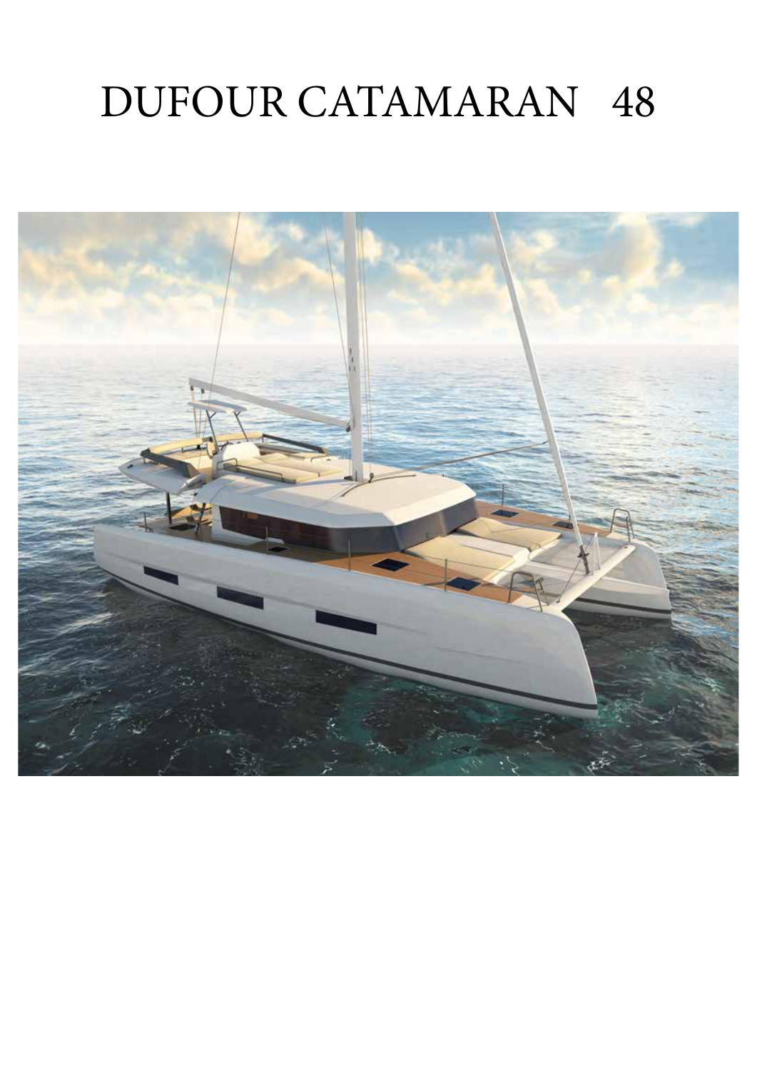# DUFOUR CATAMARAN 48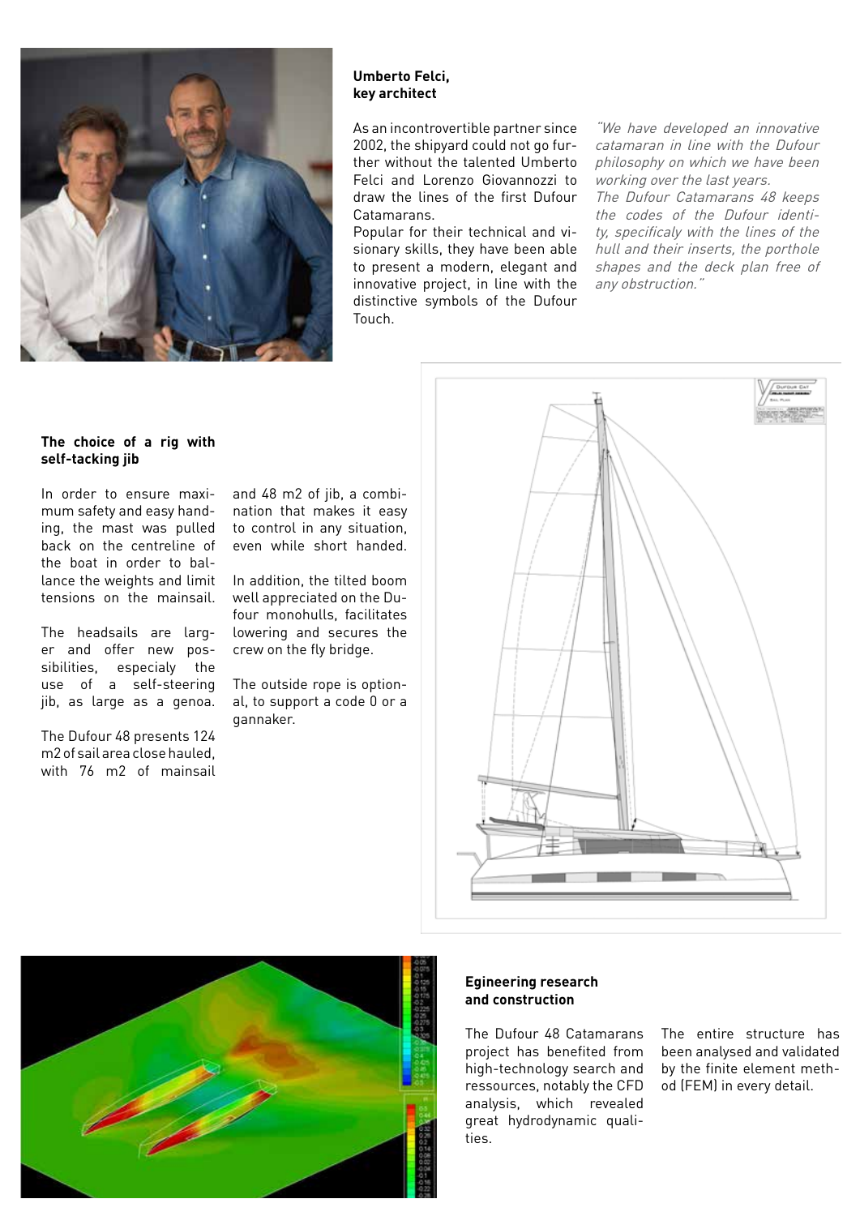**Umberto Felci, key architect**

As an incontrovertible partner since 2002, the shipyard could not go further without the talented Umberto Felci and Lorenzo Giovannozzi to draw the lines of the first Dufour Catamarans.
Popular for their technical and visionary skills, they have been able to present a modern, elegant and innovative project, in line with the distinctive symbols of the Dufour Touch.

*"We have developed an innovative catamaran in line with the Dufour philosophy on which we have been working over the last years.*
*The Dufour Catamarans 48 keeps the codes of the Dufour identity, specificaly with the lines of the hull and their inserts, the porthole shapes and the deck plan free of any obstruction."*

**The choice of a rig with self-tacking jib**

In order to ensure maximum safety and easy handing, the mast was pulled back on the centreline of the boat in order to ballance the weights and limit tensions on the mainsail.

The headsails are larger and offer new possibilities, especialy the use of a self-steering jib, as large as a genoa.

The Dufour 48 presents 124 m2 of sail area close hauled, with 76 m2 of mainsail and 48 m2 of jib, a combination that makes it easy to control in any situation, even while short handed.

In addition, the tilted boom well appreciated on the Dufour monohulls, facilitates lowering and secures the crew on the fly bridge.

The outside rope is optional, to support a code 0 or a gannaker.

**Egineering research and construction**

The Dufour 48 Catamarans project has benefited from high-technology search and ressources, notably the CFD analysis, which revealed great hydrodynamic qualities.

The entire structure has been analysed and validated by the finite element method (FEM) in every detail.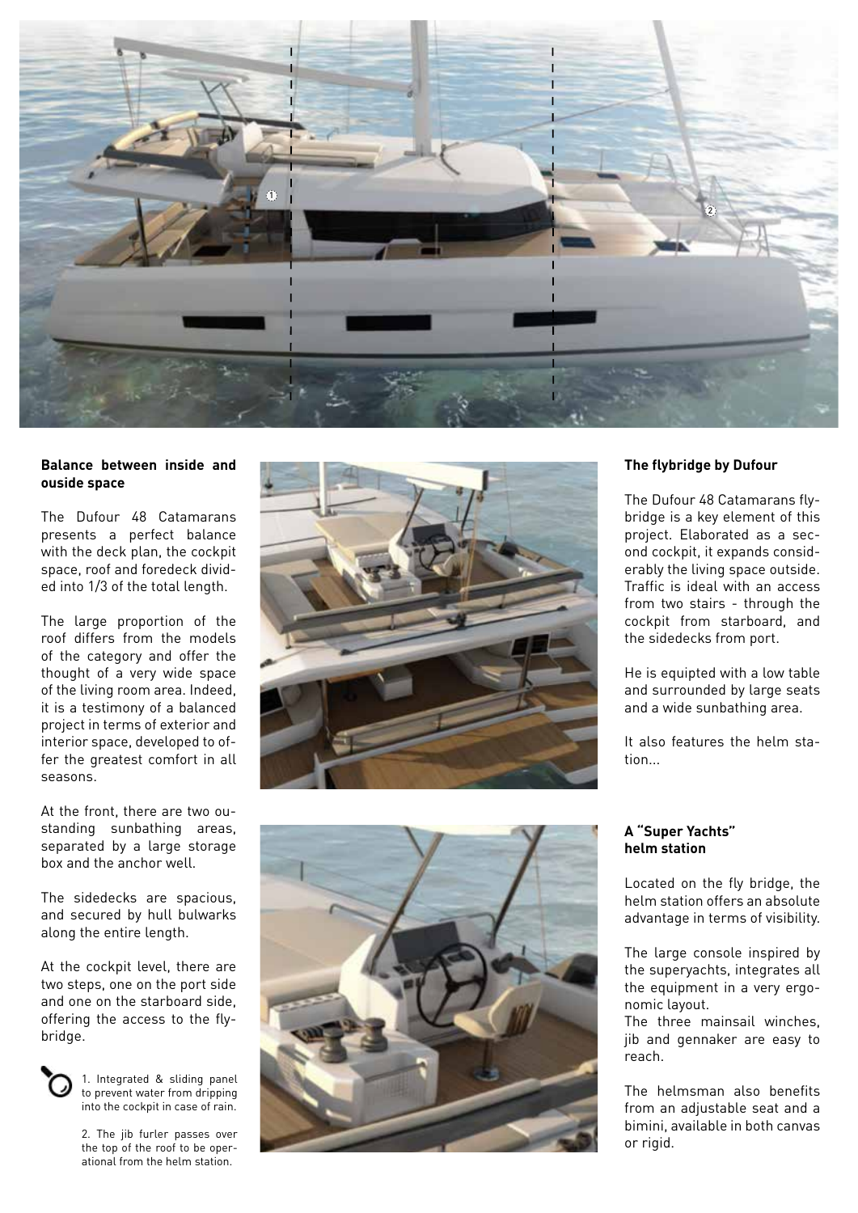**Balance between inside and ouside space**

The Dufour 48 Catamarans presents a perfect balance with the deck plan, the cockpit space, roof and foredeck divided into 1/3 of the total length.

The large proportion of the roof differs from the models of the category and offer the thought of a very wide space of the living room area. Indeed, it is a testimony of a balanced project in terms of exterior and interior space, developed to offer the greatest comfort in all seasons.

At the front, there are two oustanding sunbathing areas, separated by a large storage box and the anchor well.

The sidedecks are spacious, and secured by hull bulwarks along the entire length.

At the cockpit level, there are two steps, one on the port side and one on the starboard side, offering the access to the flybridge.

1. Integrated & sliding panel to prevent water from dripping into the cockpit in case of rain.

2. The jib furler passes over the top of the roof to be operational from the helm station.

**The flybridge by Dufour**

The Dufour 48 Catamarans flybridge is a key element of this project. Elaborated as a second cockpit, it expands considerably the living space outside. Traffic is ideal with an access from two stairs - through the cockpit from starboard, and the sidedecks from port.

He is equipted with a low table and surrounded by large seats and a wide sunbathing area.

It also features the helm station...

**A "Super Yachts" helm station**

Located on the fly bridge, the helm station offers an absolute advantage in terms of visibility.

The large console inspired by the superyachts, integrates all the equipment in a very ergonomic layout.
The three mainsail winches, jib and gennaker are easy to reach.

The helmsman also benefits from an adjustable seat and a bimini, available in both canvas or rigid.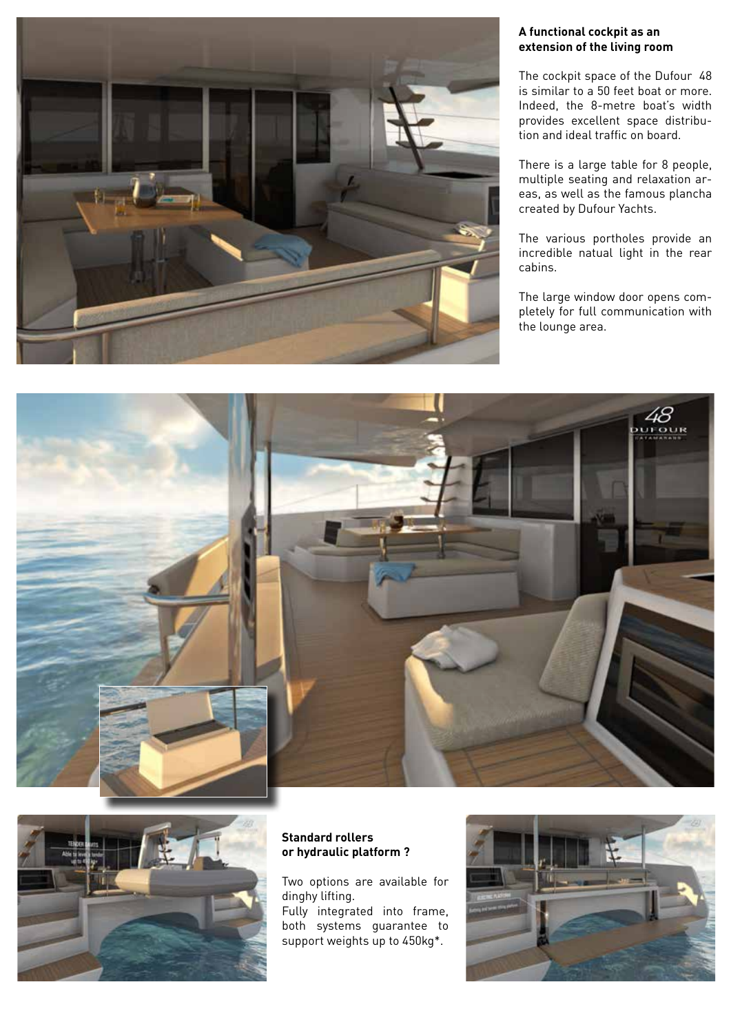**A functional cockpit as an extension of the living room**

The cockpit space of the Dufour 48 is similar to a 50 feet boat or more. Indeed, the 8-metre boat's width provides excellent space distribution and ideal traffic on board.

There is a large table for 8 people, multiple seating and relaxation areas, as well as the famous plancha created by Dufour Yachts.

The various portholes provide an incredible natual light in the rear cabins.

The large window door opens completely for full communication with the lounge area.

**Standard rollers or hydraulic platform ?**

Two options are available for dinghy lifting.
Fully integrated into frame, both systems guarantee to support weights up to 450kg*.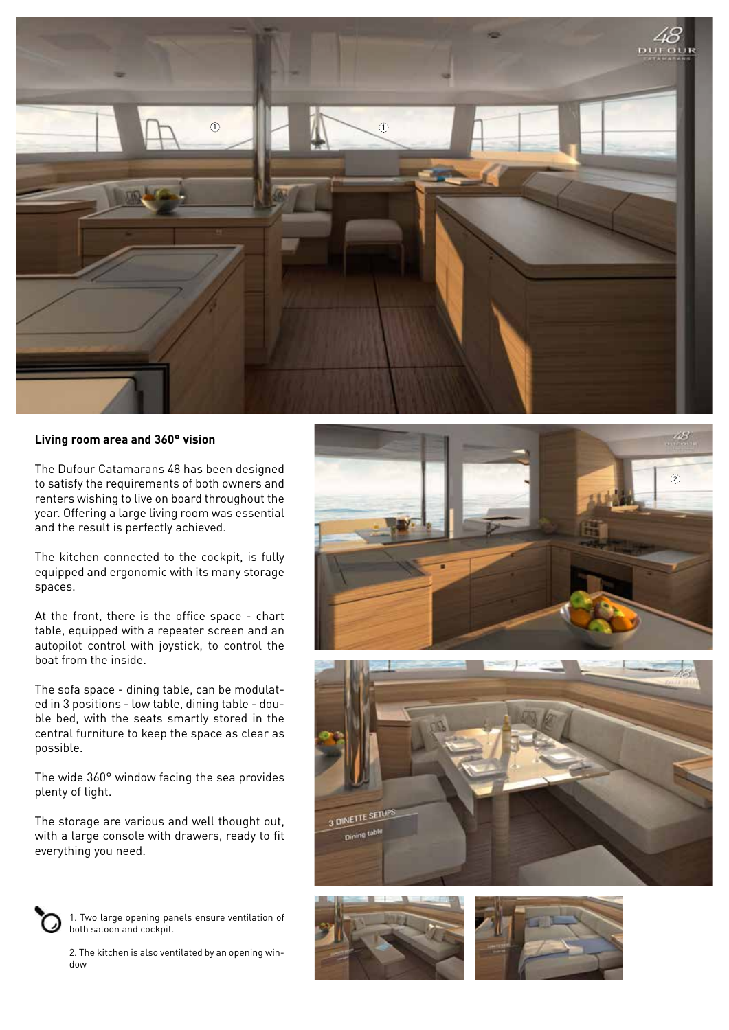## Living room area and 360° vision

The Dufour Catamarans 48 has been designed to satisfy the requirements of both owners and renters wishing to live on board throughout the year. Offering a large living room was essential and the result is perfectly achieved.

The kitchen connected to the cockpit, is fully equipped and ergonomic with its many storage spaces.

At the front, there is the office space - chart table, equipped with a repeater screen and an autopilot control with joystick, to control the boat from the inside.

The sofa space - dining table, can be modulated in 3 positions - low table, dining table - double bed, with the seats smartly stored in the central furniture to keep the space as clear as possible.

The wide 360° window facing the sea provides plenty of light.

The storage are various and well thought out, with a large console with drawers, ready to fit everything you need.

1. Two large opening panels ensure ventilation of both saloon and cockpit.

2. The kitchen is also ventilated by an opening window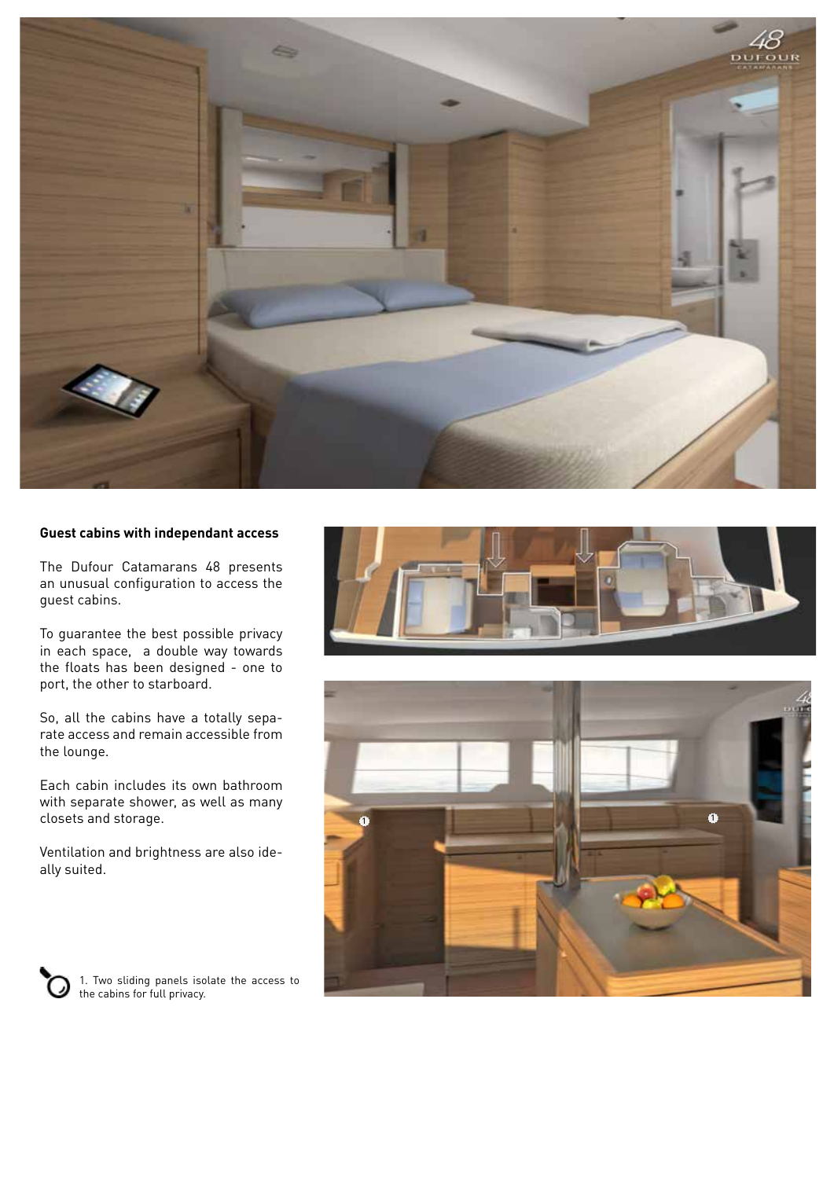**Guest cabins with independant access**

The Dufour Catamarans 48 presents an unusual configuration to access the guest cabins.

To guarantee the best possible privacy in each space, a double way towards the floats has been designed - one to port, the other to starboard.

So, all the cabins have a totally separate access and remain accessible from the lounge.

Each cabin includes its own bathroom with separate shower, as well as many closets and storage.

Ventilation and brightness are also ideally suited.

1. Two sliding panels isolate the access to the cabins for full privacy.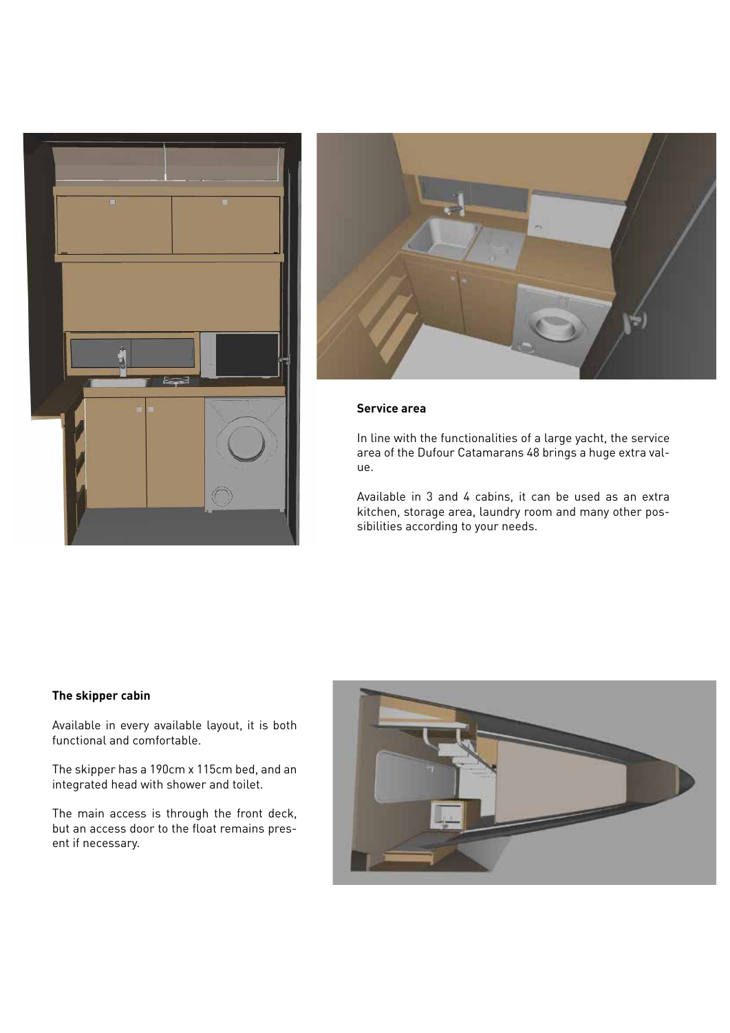### Service area

In line with the functionalities of a large yacht, the service area of the Dufour Catamarans 48 brings a huge extra value.

Available in 3 and 4 cabins, it can be used as an extra kitchen, storage area, laundry room and many other possibilities according to your needs.

### The skipper cabin

Available in every available layout, it is both functional and comfortable.

The skipper has a 190cm x 115cm bed, and an integrated head with shower and toilet.

The main access is through the front deck, but an access door to the float remains present if necessary.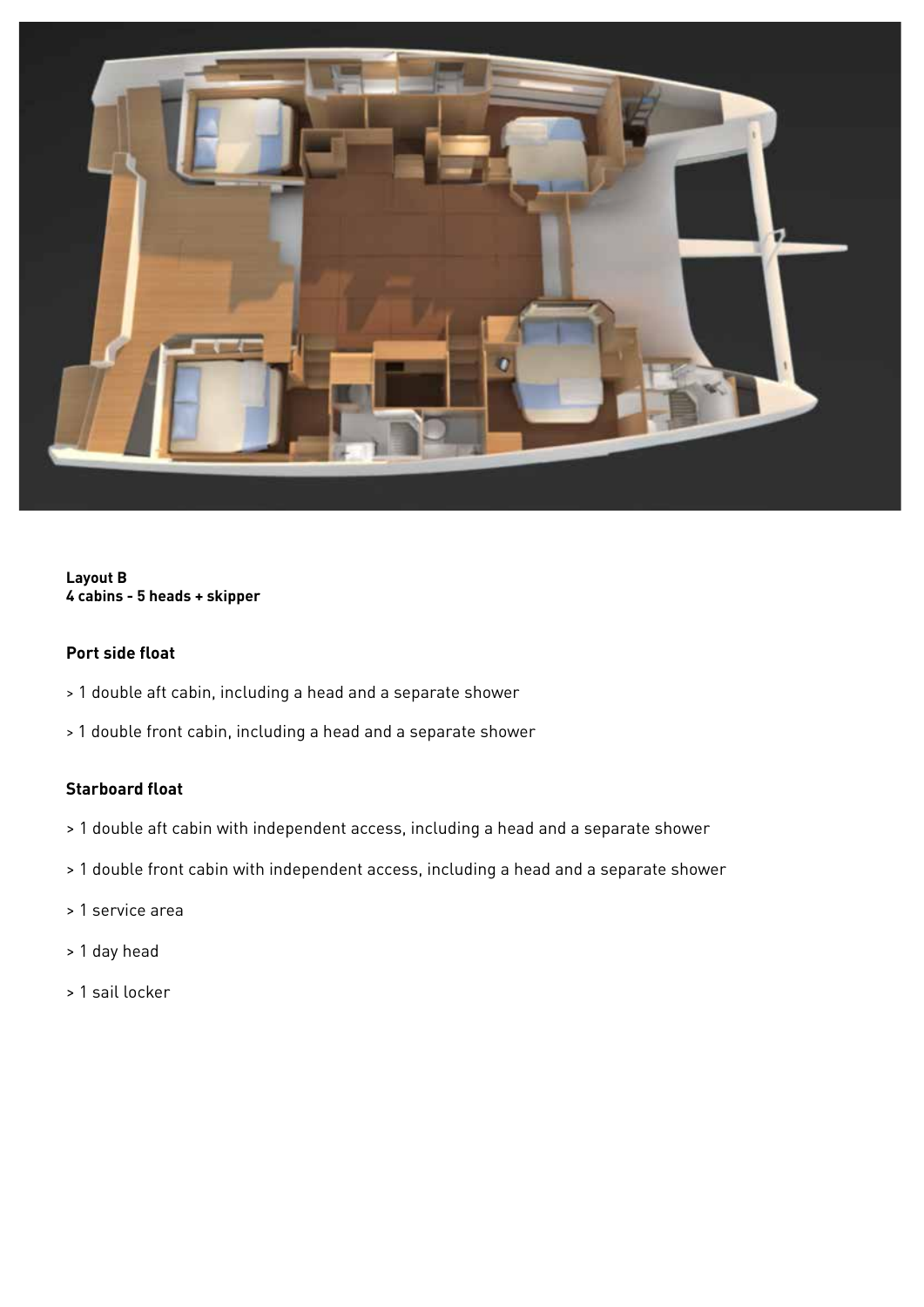**Layout B**
**4 cabins - 5 heads + skipper**

### Port side float

> 1 double aft cabin, including a head and a separate shower

> 1 double front cabin, including a head and a separate shower

### Starboard float

> 1 double aft cabin with independent access, including a head and a separate shower

> 1 double front cabin with independent access, including a head and a separate shower

> 1 service area

> 1 day head

> 1 sail locker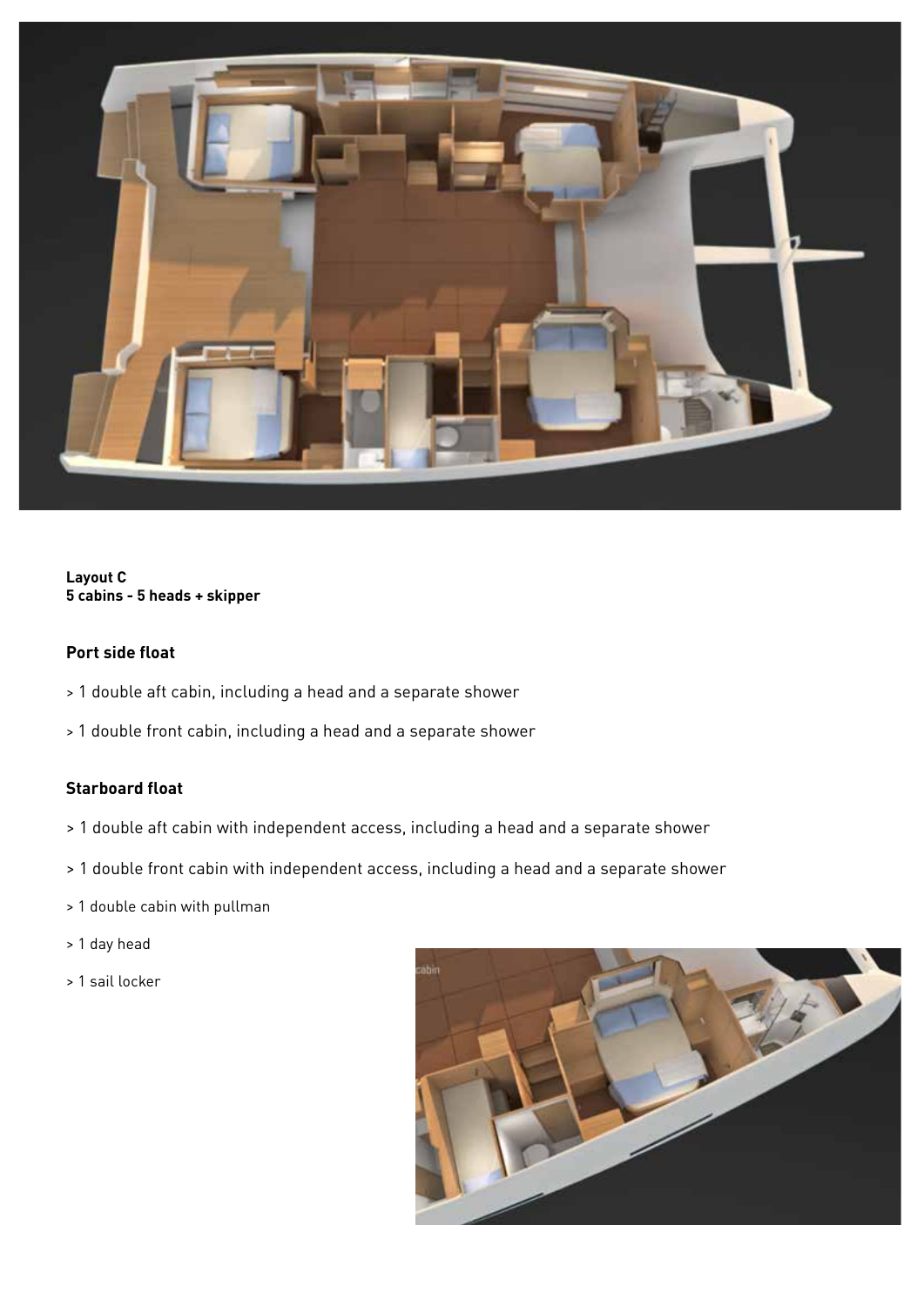**Layout C**
**5 cabins - 5 heads + skipper**

### Port side float

- 1 double aft cabin, including a head and a separate shower
- 1 double front cabin, including a head and a separate shower

### Starboard float

- 1 double aft cabin with independent access, including a head and a separate shower
- 1 double front cabin with independent access, including a head and a separate shower
- 1 double cabin with pullman
- 1 day head
- 1 sail locker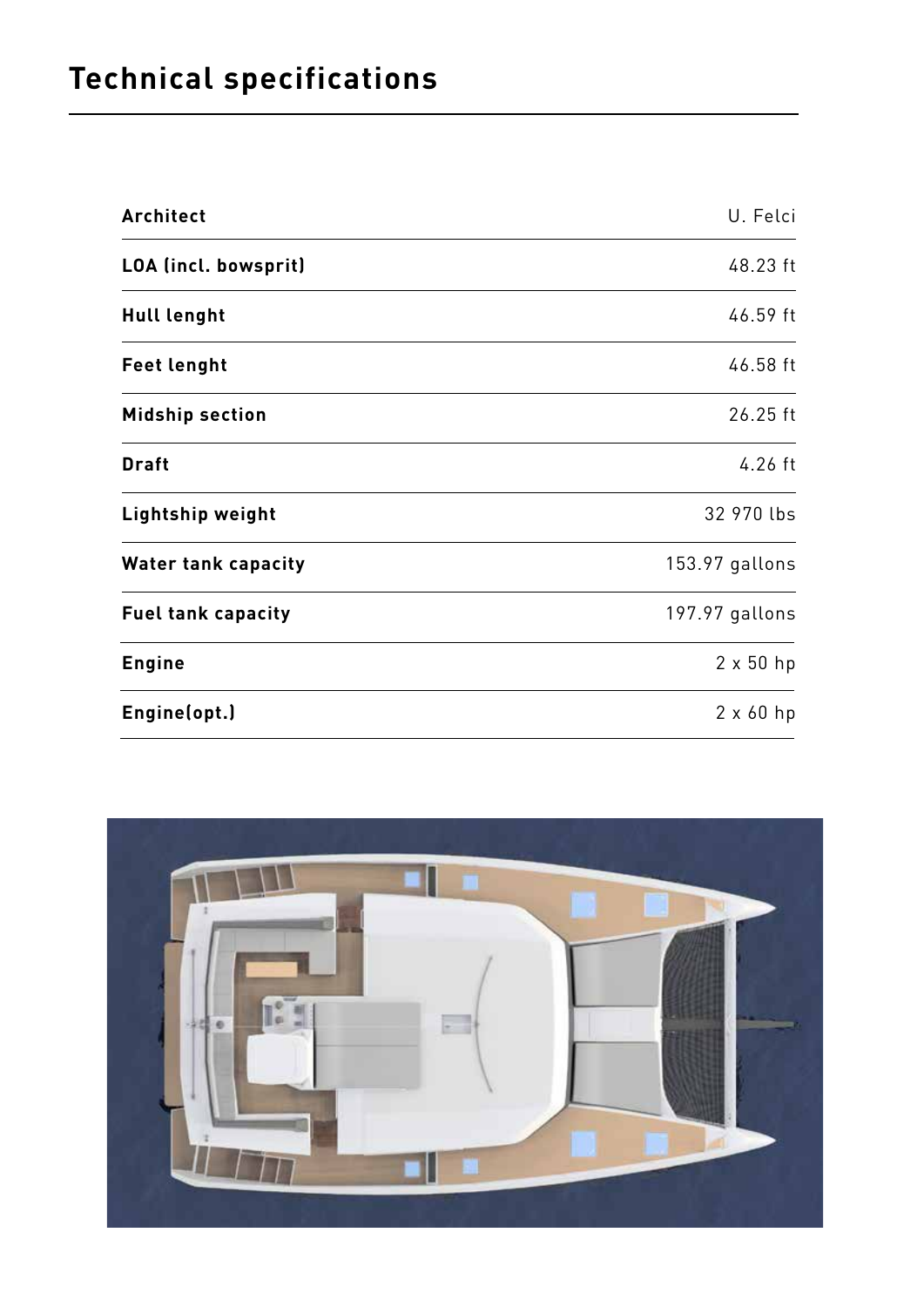# Technical specifications

| | |
|---|---|
| **Architect** | U. Felci |
| **LOA (incl. bowsprit)** | 48.23 ft |
| **Hull lenght** | 46.59 ft |
| **Feet lenght** | 46.58 ft |
| **Midship section** | 26.25 ft |
| **Draft** | 4.26 ft |
| **Lightship weight** | 32 970 lbs |
| **Water tank capacity** | 153.97 gallons |
| **Fuel tank capacity** | 197.97 gallons |
| **Engine** | 2 x 50 hp |
| **Engine(opt.)** | 2 x 60 hp |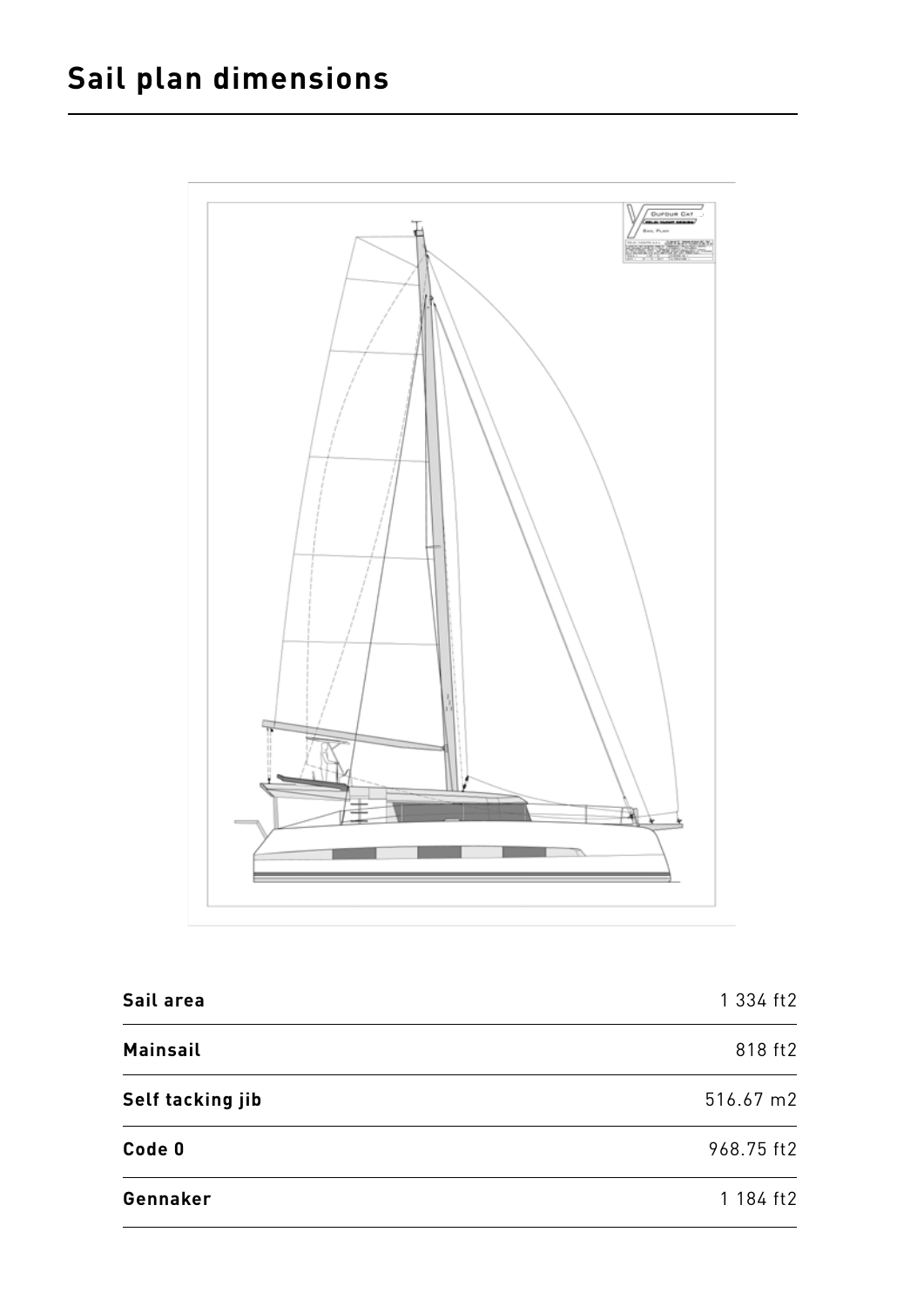## Sail plan dimensions

| Sail area | 1 334 ft2 |
|---|---|
| Mainsail | 818 ft2 |
| Self tacking jib | 516.67 m2 |
| Code 0 | 968.75 ft2 |
| Gennaker | 1 184 ft2 |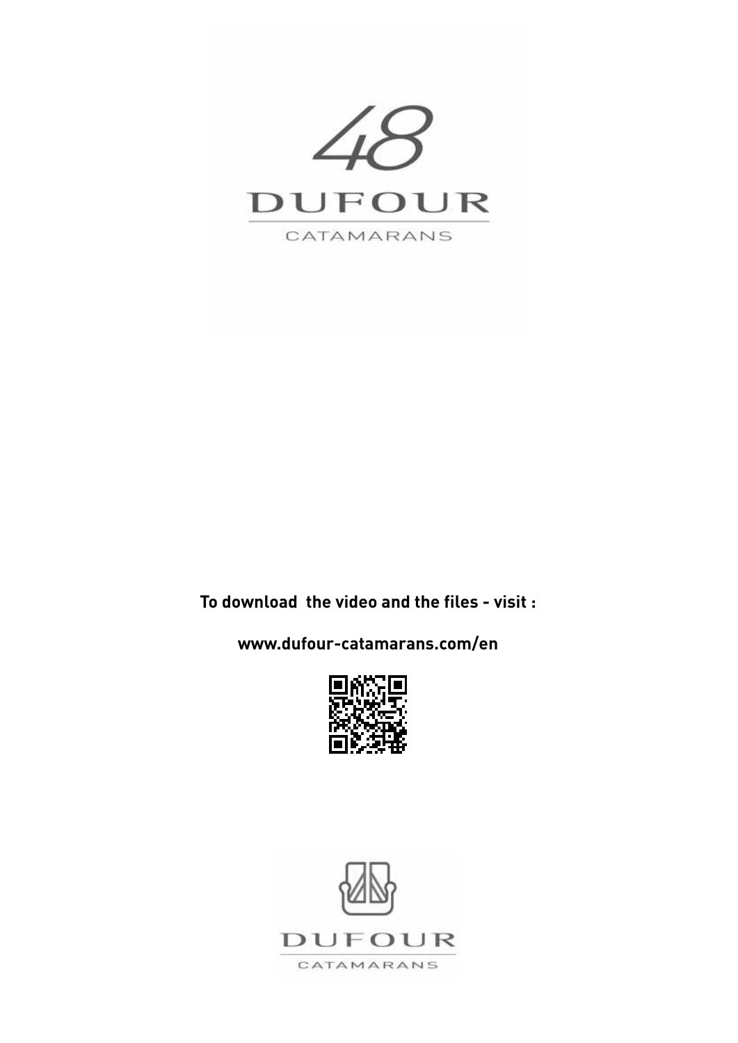48

DUFOUR

CATAMARANS

**To download the video and the files - visit :**

**www.dufour-catamarans.com/en**

DUFOUR

CATAMARANS